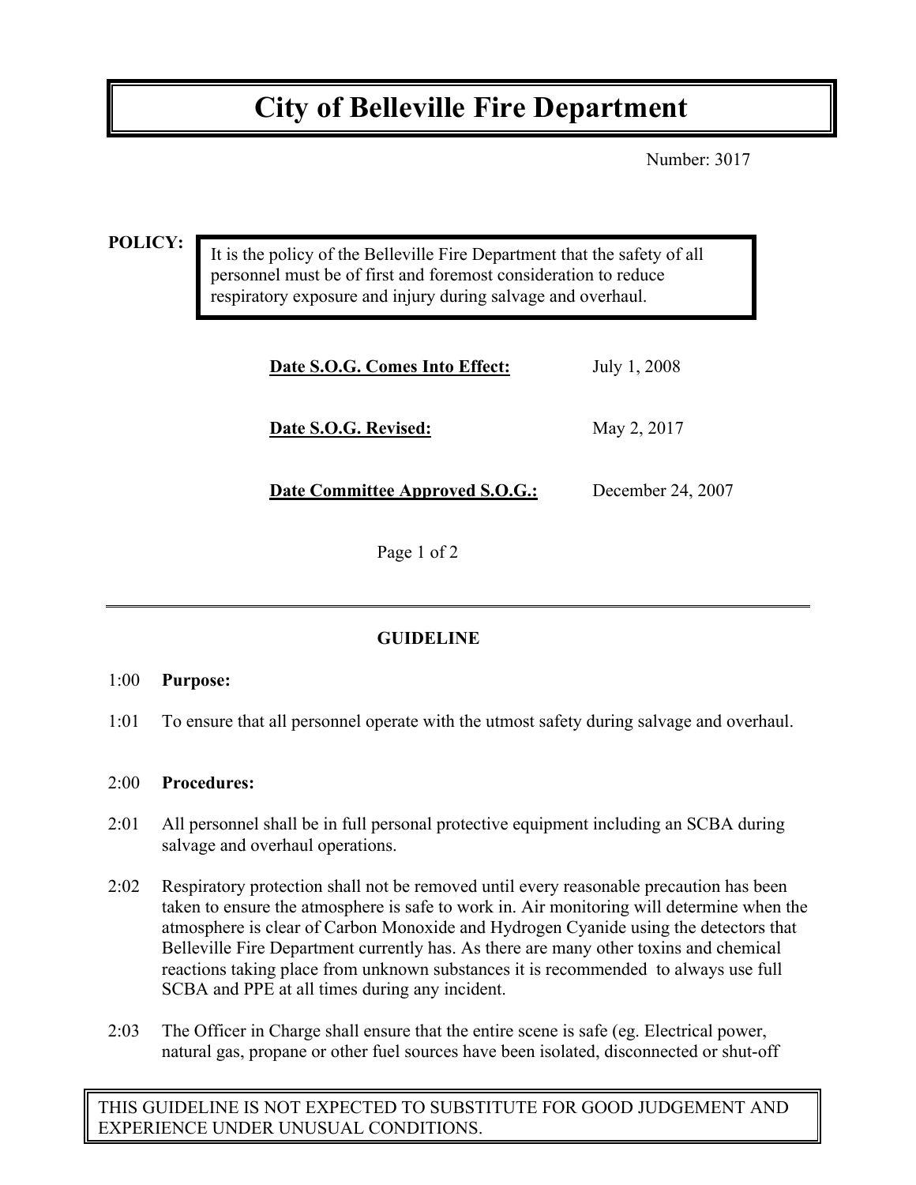# City of Belleville Fire Department

Number: 3017

**POLICY:**

It is the policy of the Belleville Fire Department that the safety of all personnel must be of first and foremost consideration to reduce respiratory exposure and injury during salvage and overhaul.

| | |
|---|---|
| **Date S.O.G. Comes Into Effect:** | July 1, 2008 |
| **Date S.O.G. Revised:** | May 2, 2017 |
| **Date Committee Approved S.O.G.:** | December 24, 2007 |

## GUIDELINE

1:00 **Purpose:**

1:01 To ensure that all personnel operate with the utmost safety during salvage and overhaul.

2:00 **Procedures:**

2:01 All personnel shall be in full personal protective equipment including an SCBA during salvage and overhaul operations.

2:02 Respiratory protection shall not be removed until every reasonable precaution has been taken to ensure the atmosphere is safe to work in. Air monitoring will determine when the atmosphere is clear of Carbon Monoxide and Hydrogen Cyanide using the detectors that Belleville Fire Department currently has. As there are many other toxins and chemical reactions taking place from unknown substances it is recommended to always use full SCBA and PPE at all times during any incident.

2:03 The Officer in Charge shall ensure that the entire scene is safe (eg. Electrical power, natural gas, propane or other fuel sources have been isolated, disconnected or shut-off

THIS GUIDELINE IS NOT EXPECTED TO SUBSTITUTE FOR GOOD JUDGEMENT AND EXPERIENCE UNDER UNUSUAL CONDITIONS.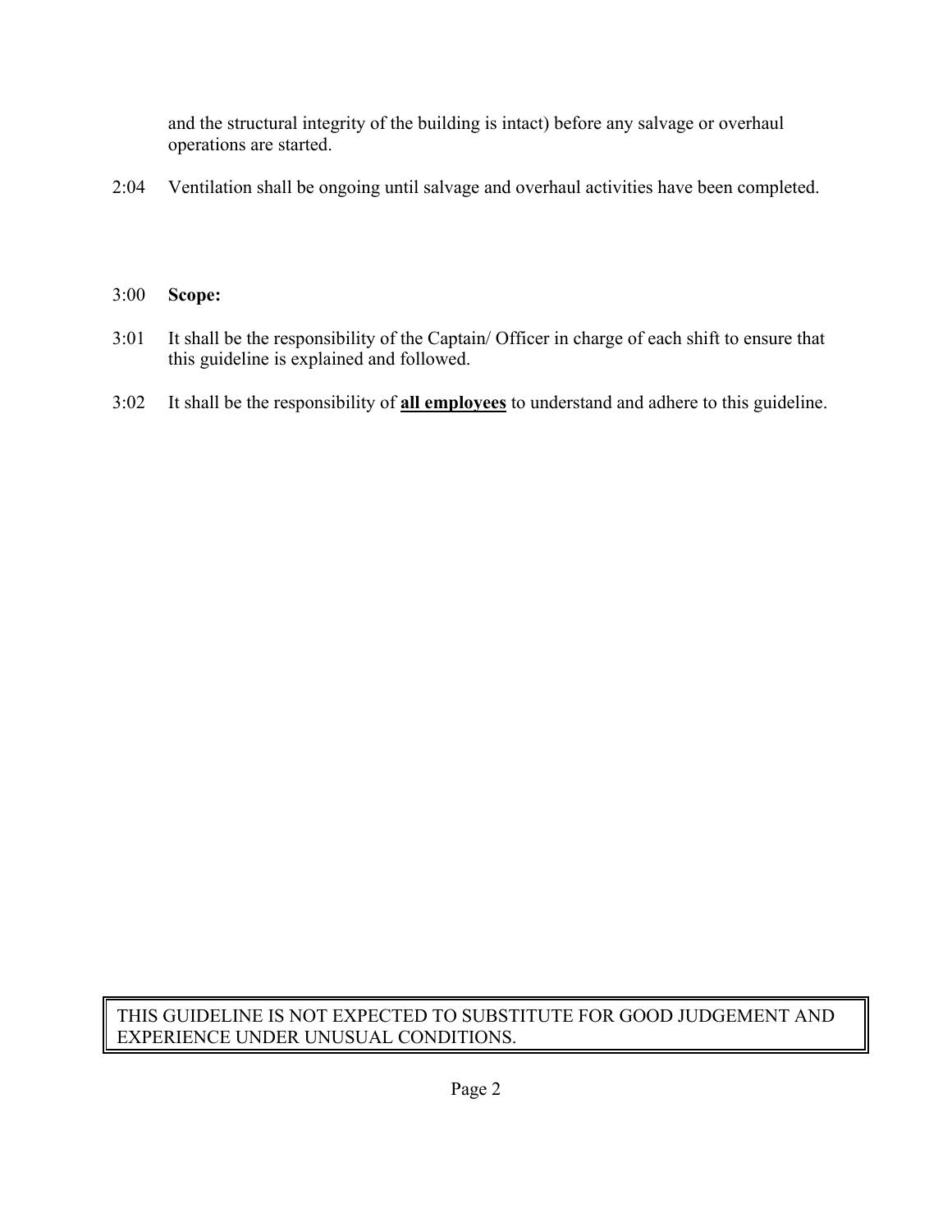and the structural integrity of the building is intact) before any salvage or overhaul operations are started.

2:04 Ventilation shall be ongoing until salvage and overhaul activities have been completed.

3:00 **Scope:**

3:01 It shall be the responsibility of the Captain/ Officer in charge of each shift to ensure that this guideline is explained and followed.

3:02 It shall be the responsibility of **all employees** to understand and adhere to this guideline.

THIS GUIDELINE IS NOT EXPECTED TO SUBSTITUTE FOR GOOD JUDGEMENT AND EXPERIENCE UNDER UNUSUAL CONDITIONS.